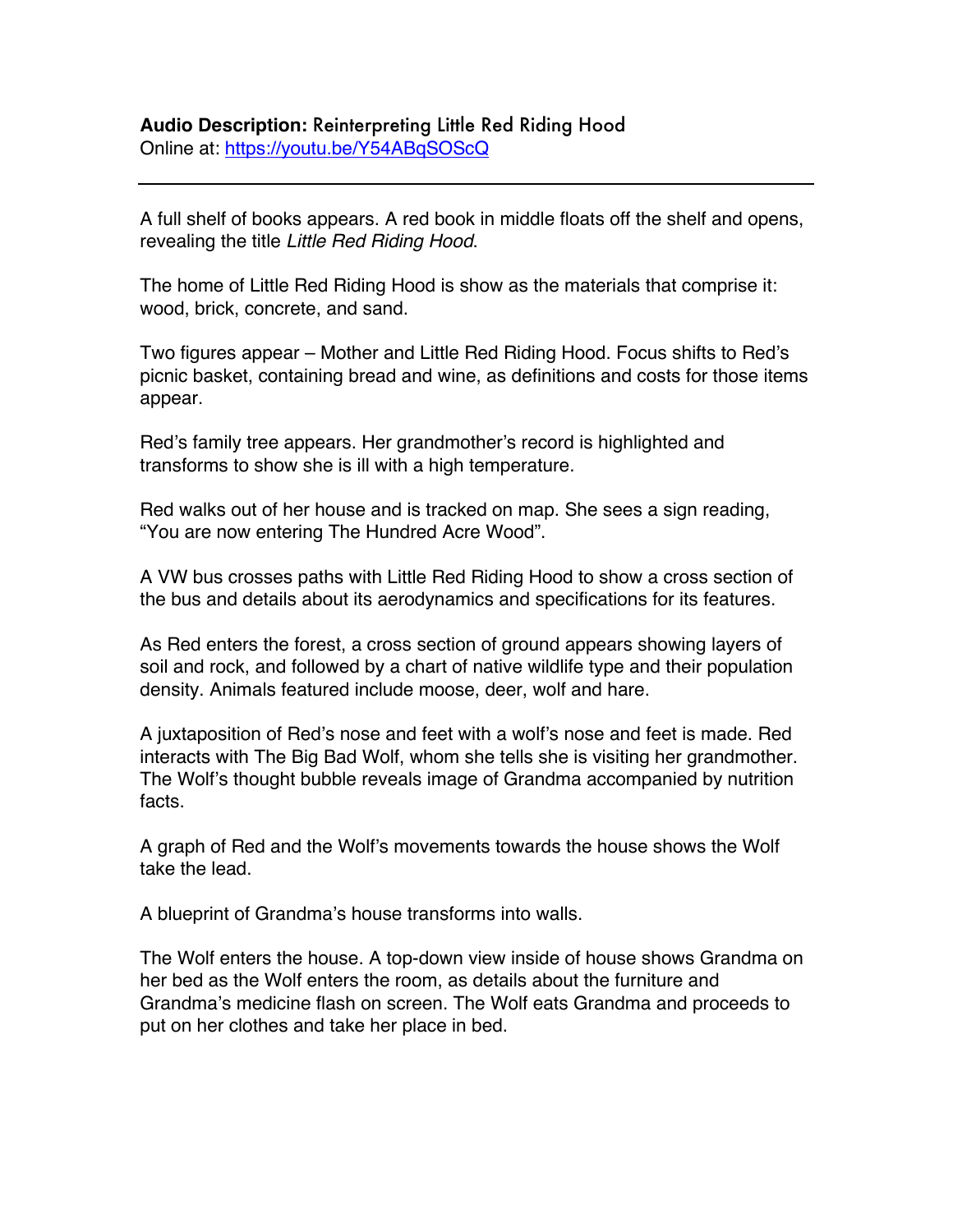**Audio Description:** Reinterpreting Little Red Riding Hood
Online at: https://youtu.be/Y54ABqSOScQ

---

A full shelf of books appears. A red book in middle floats off the shelf and opens, revealing the title *Little Red Riding Hood*.

The home of Little Red Riding Hood is show as the materials that comprise it: wood, brick, concrete, and sand.

Two figures appear – Mother and Little Red Riding Hood. Focus shifts to Red's picnic basket, containing bread and wine, as definitions and costs for those items appear.

Red's family tree appears. Her grandmother's record is highlighted and transforms to show she is ill with a high temperature.

Red walks out of her house and is tracked on map. She sees a sign reading, "You are now entering The Hundred Acre Wood".

A VW bus crosses paths with Little Red Riding Hood to show a cross section of the bus and details about its aerodynamics and specifications for its features.

As Red enters the forest, a cross section of ground appears showing layers of soil and rock, and followed by a chart of native wildlife type and their population density. Animals featured include moose, deer, wolf and hare.

A juxtaposition of Red's nose and feet with a wolf's nose and feet is made. Red interacts with The Big Bad Wolf, whom she tells she is visiting her grandmother. The Wolf's thought bubble reveals image of Grandma accompanied by nutrition facts.

A graph of Red and the Wolf's movements towards the house shows the Wolf take the lead.

A blueprint of Grandma's house transforms into walls.

The Wolf enters the house. A top-down view inside of house shows Grandma on her bed as the Wolf enters the room, as details about the furniture and Grandma's medicine flash on screen. The Wolf eats Grandma and proceeds to put on her clothes and take her place in bed.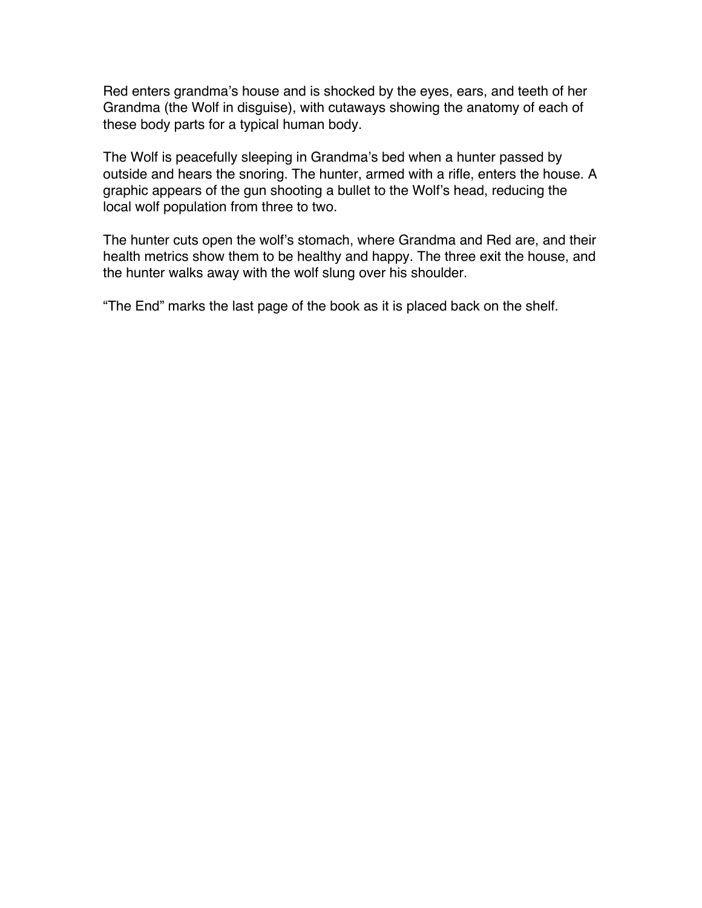Red enters grandma's house and is shocked by the eyes, ears, and teeth of her Grandma (the Wolf in disguise), with cutaways showing the anatomy of each of these body parts for a typical human body.

The Wolf is peacefully sleeping in Grandma's bed when a hunter passed by outside and hears the snoring. The hunter, armed with a rifle, enters the house. A graphic appears of the gun shooting a bullet to the Wolf's head, reducing the local wolf population from three to two.

The hunter cuts open the wolf's stomach, where Grandma and Red are, and their health metrics show them to be healthy and happy. The three exit the house, and the hunter walks away with the wolf slung over his shoulder.

"The End" marks the last page of the book as it is placed back on the shelf.